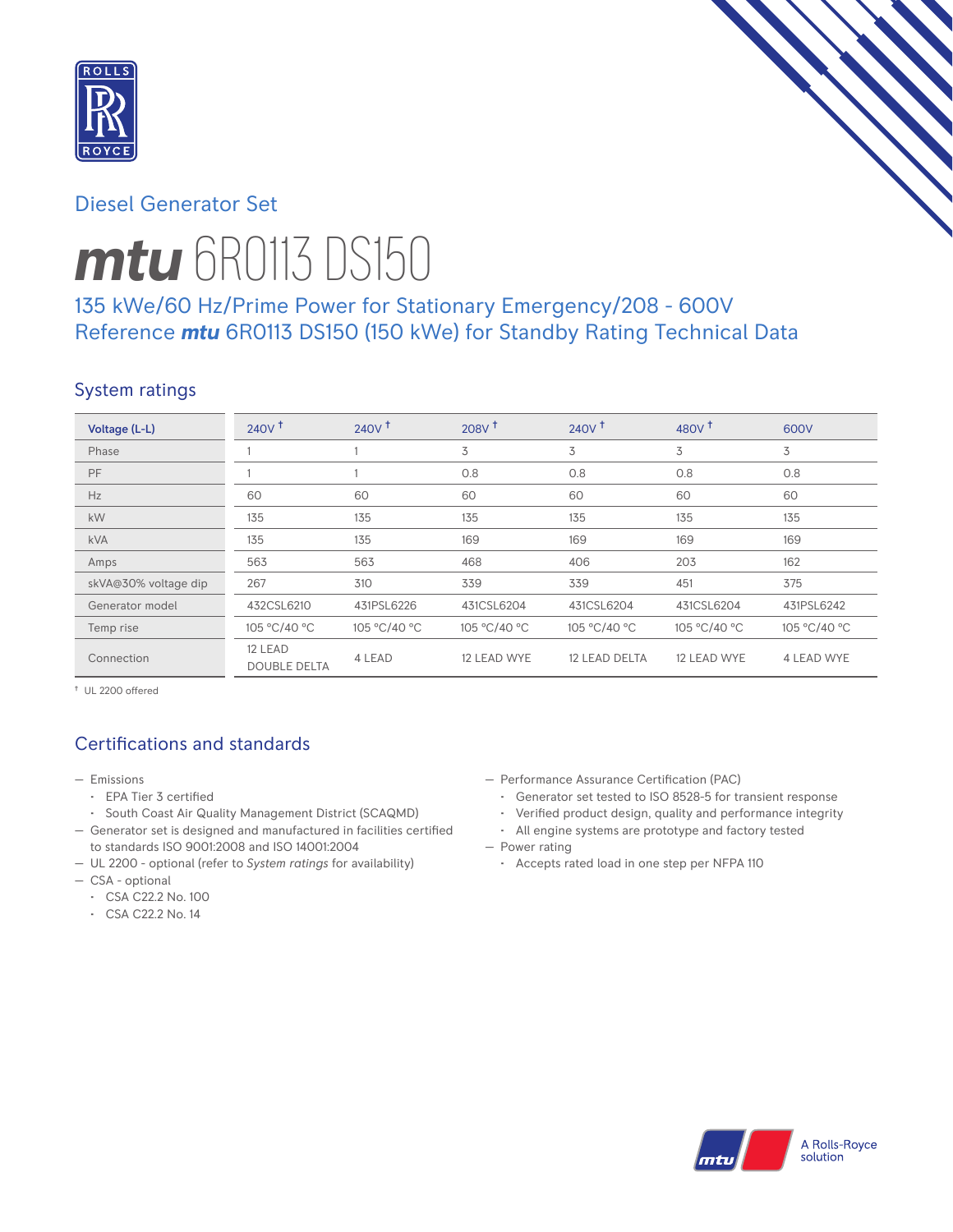Diesel Generator Set

# ***mtu*** 6R0113 DS150

## 135 kWe/60 Hz/Prime Power for Stationary Emergency/208 - 600V
## Reference ***mtu*** 6R0113 DS150 (150 kWe) for Standby Rating Technical Data

### System ratings

| Voltage (L-L) | 240V † | 240V † | 208V † | 240V † | 480V † | 600V |
|---|---|---|---|---|---|---|
| Phase | 1 | 1 | 3 | 3 | 3 | 3 |
| PF | 1 | 1 | 0.8 | 0.8 | 0.8 | 0.8 |
| Hz | 60 | 60 | 60 | 60 | 60 | 60 |
| kW | 135 | 135 | 135 | 135 | 135 | 135 |
| kVA | 135 | 135 | 169 | 169 | 169 | 169 |
| Amps | 563 | 563 | 468 | 406 | 203 | 162 |
| skVA@30% voltage dip | 267 | 310 | 339 | 339 | 451 | 375 |
| Generator model | 432CSL6210 | 431PSL6226 | 431CSL6204 | 431CSL6204 | 431CSL6204 | 431PSL6242 |
| Temp rise | 105 °C/40 °C | 105 °C/40 °C | 105 °C/40 °C | 105 °C/40 °C | 105 °C/40 °C | 105 °C/40 °C |
| Connection | 12 LEAD DOUBLE DELTA | 4 LEAD | 12 LEAD WYE | 12 LEAD DELTA | 12 LEAD WYE | 4 LEAD WYE |

† UL 2200 offered

### Certifications and standards

- Emissions
  - EPA Tier 3 certified
  - South Coast Air Quality Management District (SCAQMD)
- Generator set is designed and manufactured in facilities certified to standards ISO 9001:2008 and ISO 14001:2004
- UL 2200 - optional (refer to *System ratings* for availability)
- CSA - optional
  - CSA C22.2 No. 100
  - CSA C22.2 No. 14
- Performance Assurance Certification (PAC)
  - Generator set tested to ISO 8528-5 for transient response
  - Verified product design, quality and performance integrity
  - All engine systems are prototype and factory tested
- Power rating
  - Accepts rated load in one step per NFPA 110

A Rolls-Royce solution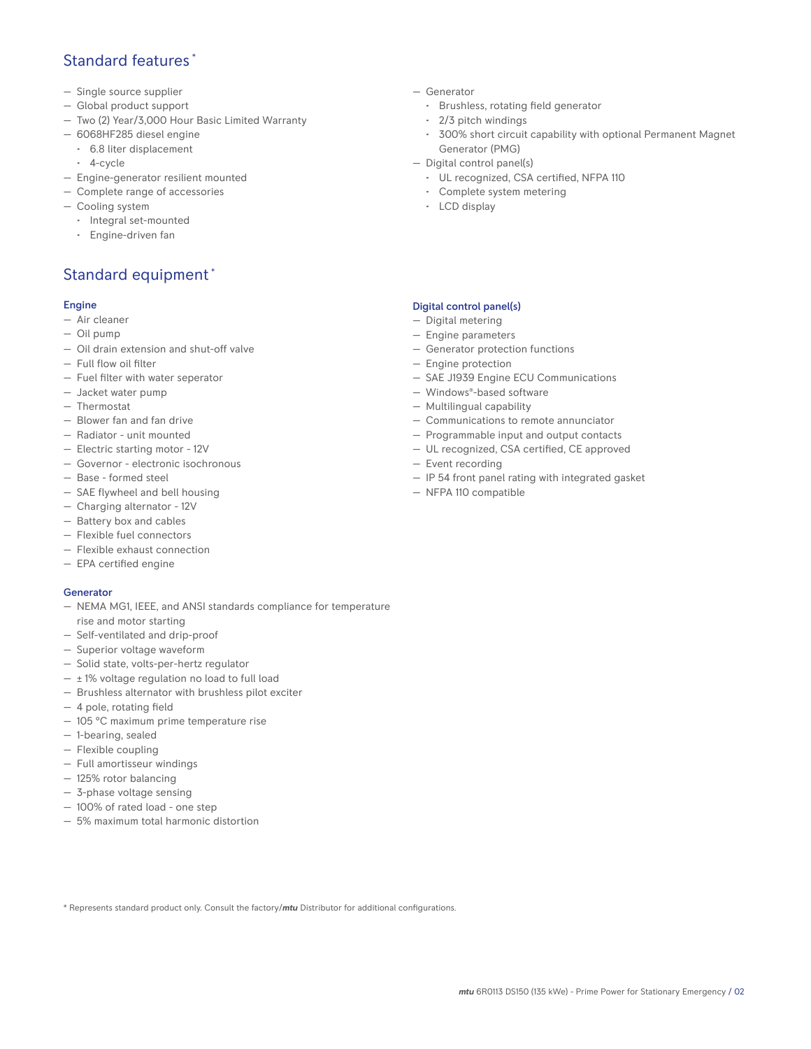## Standard features*

- Single source supplier
- Global product support
- Two (2) Year/3,000 Hour Basic Limited Warranty
- 6068HF285 diesel engine
  - 6.8 liter displacement
  - 4-cycle
- Engine-generator resilient mounted
- Complete range of accessories
- Cooling system
  - Integral set-mounted
  - Engine-driven fan
- Generator
  - Brushless, rotating field generator
  - 2/3 pitch windings
  - 300% short circuit capability with optional Permanent Magnet Generator (PMG)
- Digital control panel(s)
  - UL recognized, CSA certified, NFPA 110
  - Complete system metering
  - LCD display

## Standard equipment*

### Engine

- Air cleaner
- Oil pump
- Oil drain extension and shut-off valve
- Full flow oil filter
- Fuel filter with water seperator
- Jacket water pump
- Thermostat
- Blower fan and fan drive
- Radiator - unit mounted
- Electric starting motor - 12V
- Governor - electronic isochronous
- Base - formed steel
- SAE flywheel and bell housing
- Charging alternator - 12V
- Battery box and cables
- Flexible fuel connectors
- Flexible exhaust connection
- EPA certified engine

### Generator

- NEMA MG1, IEEE, and ANSI standards compliance for temperature rise and motor starting
- Self-ventilated and drip-proof
- Superior voltage waveform
- Solid state, volts-per-hertz regulator
- ± 1% voltage regulation no load to full load
- Brushless alternator with brushless pilot exciter
- 4 pole, rotating field
- 105 °C maximum prime temperature rise
- 1-bearing, sealed
- Flexible coupling
- Full amortisseur windings
- 125% rotor balancing
- 3-phase voltage sensing
- 100% of rated load - one step
- 5% maximum total harmonic distortion

### Digital control panel(s)

- Digital metering
- Engine parameters
- Generator protection functions
- Engine protection
- SAE J1939 Engine ECU Communications
- Windows®-based software
- Multilingual capability
- Communications to remote annunciator
- Programmable input and output contacts
- UL recognized, CSA certified, CE approved
- Event recording
- IP 54 front panel rating with integrated gasket
- NFPA 110 compatible

* Represents standard product only. Consult the factory/***mtu*** Distributor for additional configurations.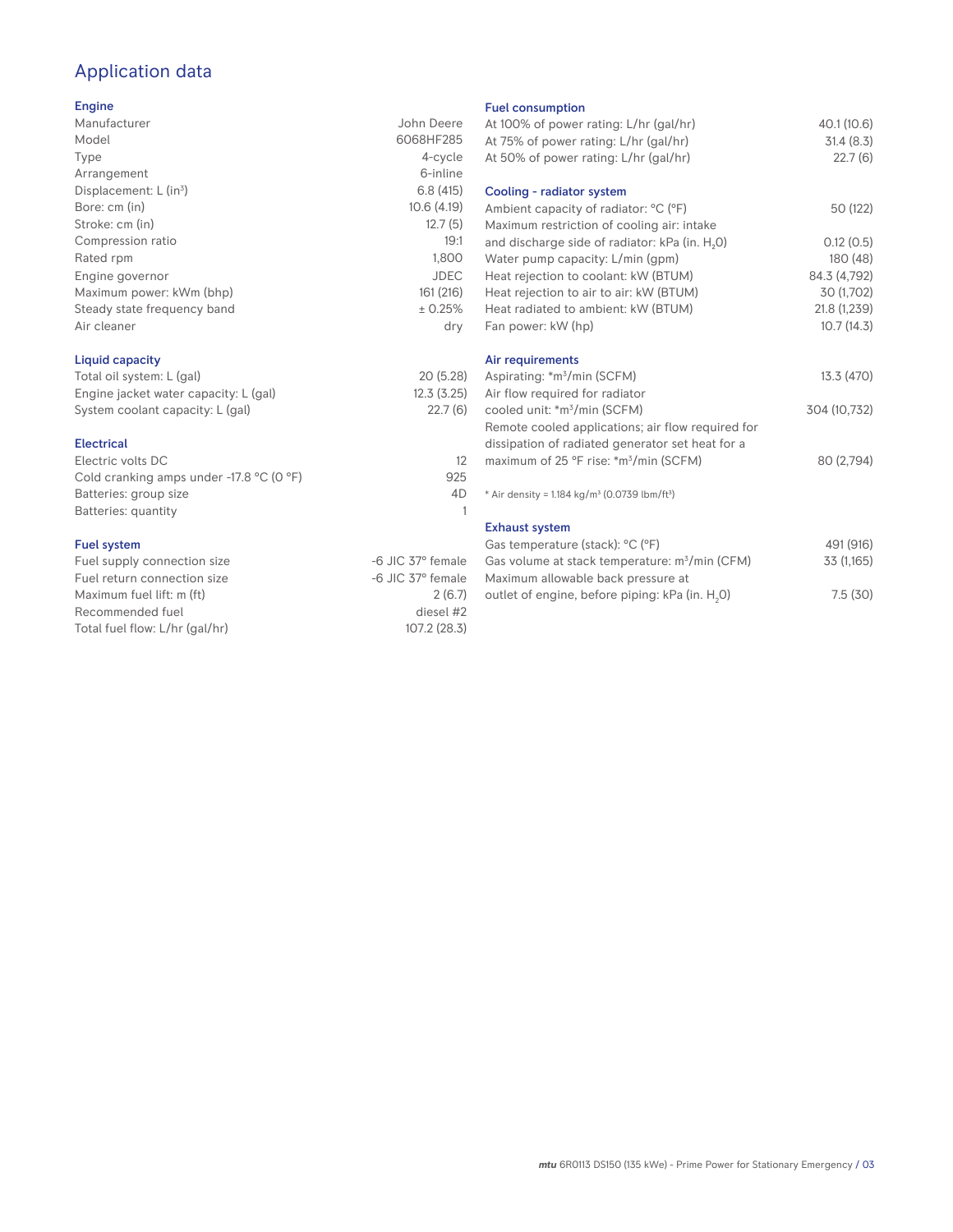# Application data

## Engine

| | |
|---|---|
| Manufacturer | John Deere |
| Model | 6068HF285 |
| Type | 4-cycle |
| Arrangement | 6-inline |
| Displacement: L ($in^3$) | 6.8 (415) |
| Bore: cm (in) | 10.6 (4.19) |
| Stroke: cm (in) | 12.7 (5) |
| Compression ratio | 19:1 |
| Rated rpm | 1,800 |
| Engine governor | JDEC |
| Maximum power: kWm (bhp) | 161 (216) |
| Steady state frequency band | ± 0.25% |
| Air cleaner | dry |

## Liquid capacity

| | |
|---|---|
| Total oil system: L (gal) | 20 (5.28) |
| Engine jacket water capacity: L (gal) | 12.3 (3.25) |
| System coolant capacity: L (gal) | 22.7 (6) |

## Electrical

| | |
|---|---|
| Electric volts DC | 12 |
| Cold cranking amps under -17.8 °C (0 °F) | 925 |
| Batteries: group size | 4D |
| Batteries: quantity | 1 |

## Fuel system

| | |
|---|---|
| Fuel supply connection size | -6 JIC 37° female |
| Fuel return connection size | -6 JIC 37° female |
| Maximum fuel lift: m (ft) | 2 (6.7) |
| Recommended fuel | diesel #2 |
| Total fuel flow: L/hr (gal/hr) | 107.2 (28.3) |

## Fuel consumption

| | |
|---|---|
| At 100% of power rating: L/hr (gal/hr) | 40.1 (10.6) |
| At 75% of power rating: L/hr (gal/hr) | 31.4 (8.3) |
| At 50% of power rating: L/hr (gal/hr) | 22.7 (6) |

## Cooling - radiator system

| | |
|---|---|
| Ambient capacity of radiator: °C (°F) | 50 (122) |
| Maximum restriction of cooling air: intake and discharge side of radiator: kPa (in. $H_2O$) | 0.12 (0.5) |
| Water pump capacity: L/min (gpm) | 180 (48) |
| Heat rejection to coolant: kW (BTUM) | 84.3 (4,792) |
| Heat rejection to air to air: kW (BTUM) | 30 (1,702) |
| Heat radiated to ambient: kW (BTUM) | 21.8 (1,239) |
| Fan power: kW (hp) | 10.7 (14.3) |

## Air requirements

| | |
|---|---|
| Aspirating: *$m^3$/min (SCFM) | 13.3 (470) |
| Air flow required for radiator cooled unit: *$m^3$/min (SCFM) | 304 (10,732) |
| Remote cooled applications; air flow required for dissipation of radiated generator set heat for a maximum of 25 °F rise: *$m^3$/min (SCFM) | 80 (2,794) |

* Air density = 1.184 kg/$m^3$ (0.0739 lbm/$ft^3$)

## Exhaust system

| | |
|---|---|
| Gas temperature (stack): °C (°F) | 491 (916) |
| Gas volume at stack temperature: $m^3$/min (CFM) | 33 (1,165) |
| Maximum allowable back pressure at outlet of engine, before piping: kPa (in. $H_2O$) | 7.5 (30) |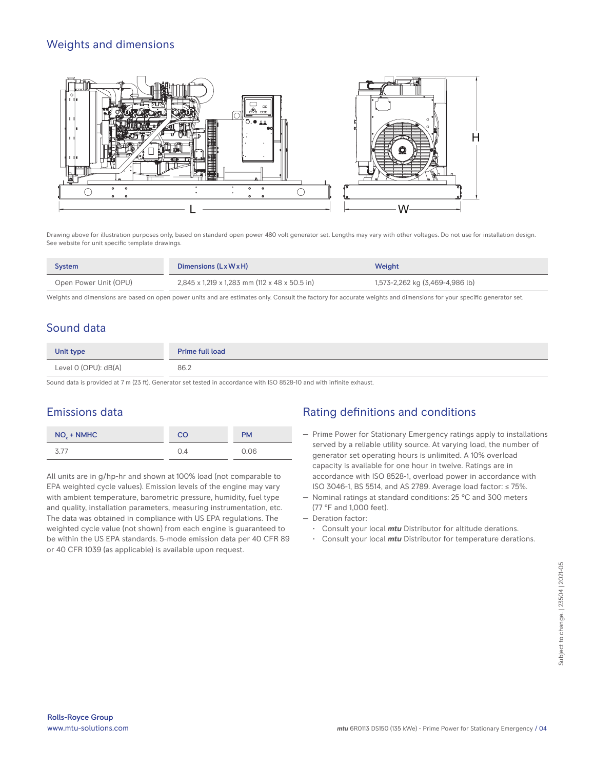## Weights and dimensions

L

W

H

Drawing above for illustration purposes only, based on standard open power 480 volt generator set. Lengths may vary with other voltages. Do not use for installation design. See website for unit specific template drawings.

| System | Dimensions (L x W x H) | Weight |
|---|---|---|
| Open Power Unit (OPU) | 2,845 x 1,219 x 1,283 mm (112 x 48 x 50.5 in) | 1,573-2,262 kg (3,469-4,986 lb) |

Weights and dimensions are based on open power units and are estimates only. Consult the factory for accurate weights and dimensions for your specific generator set.

## Sound data

| Unit type | Prime full load |
|---|---|
| Level 0 (OPU): dB(A) | 86.2 |

Sound data is provided at 7 m (23 ft). Generator set tested in accordance with ISO 8528-10 and with infinite exhaust.

## Emissions data

| $NO_x$ + NMHC | CO | PM |
|---|---|---|
| 3.77 | 0.4 | 0.06 |

All units are in g/hp-hr and shown at 100% load (not comparable to EPA weighted cycle values). Emission levels of the engine may vary with ambient temperature, barometric pressure, humidity, fuel type and quality, installation parameters, measuring instrumentation, etc. The data was obtained in compliance with US EPA regulations. The weighted cycle value (not shown) from each engine is guaranteed to be within the US EPA standards. 5-mode emission data per 40 CFR 89 or 40 CFR 1039 (as applicable) is available upon request.

## Rating definitions and conditions

- Prime Power for Stationary Emergency ratings apply to installations served by a reliable utility source. At varying load, the number of generator set operating hours is unlimited. A 10% overload capacity is available for one hour in twelve. Ratings are in accordance with ISO 8528-1, overload power in accordance with ISO 3046-1, BS 5514, and AS 2789. Average load factor: ≤ 75%.
- Nominal ratings at standard conditions: 25 °C and 300 meters (77 °F and 1,000 feet).
- Deration factor:
  - Consult your local ***mtu*** Distributor for altitude derations.
  - Consult your local ***mtu*** Distributor for temperature derations.

Subject to change. | 23504 | 2021-05

Rolls-Royce Group
www.mtu-solutions.com

***mtu*** 6R0113 DS150 (135 kWe) - Prime Power for Stationary Emergency